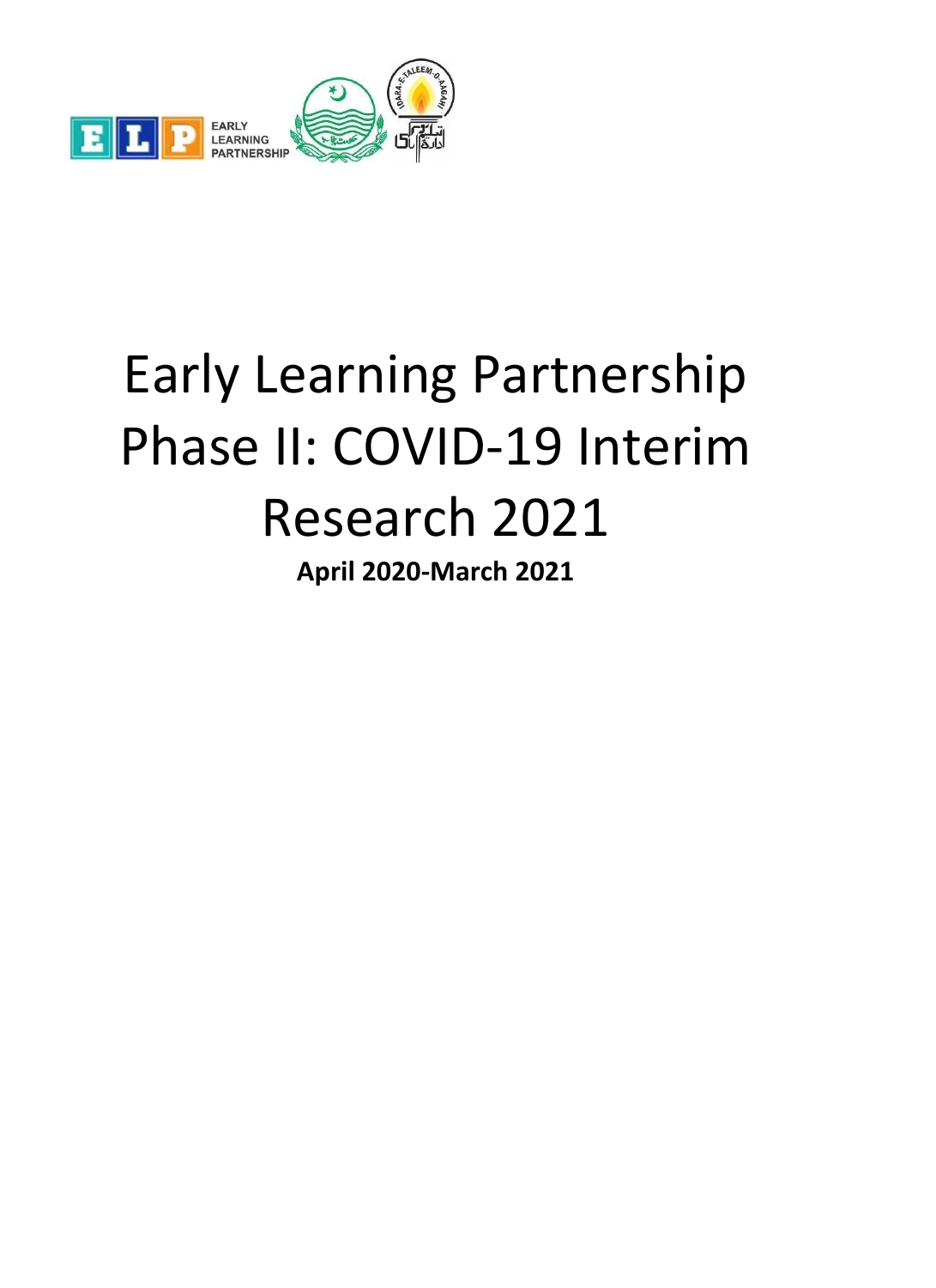# Early Learning Partnership Phase II: COVID-19 Interim Research 2021

**April 2020-March 2021**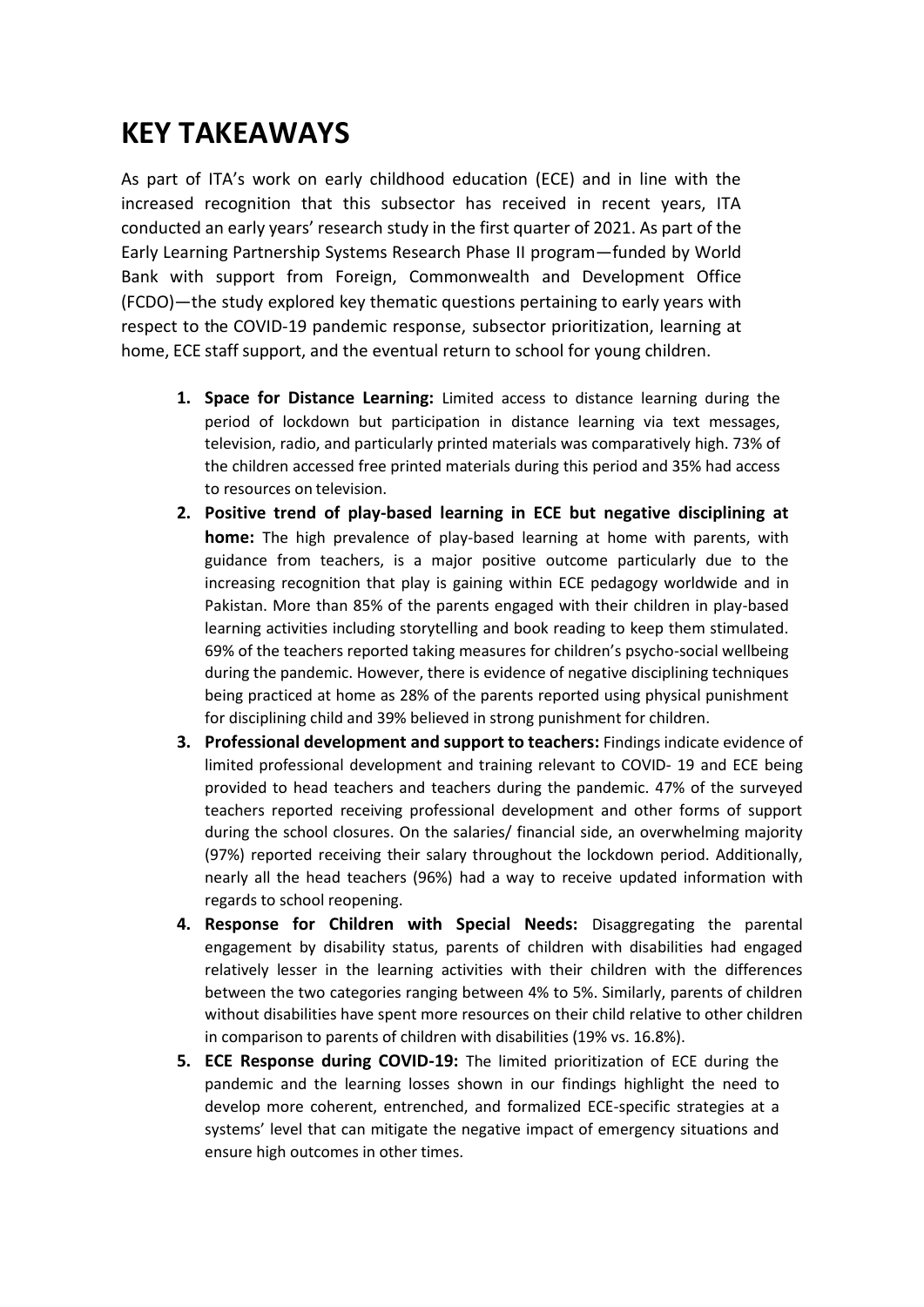# KEY TAKEAWAYS

As part of ITA's work on early childhood education (ECE) and in line with the increased recognition that this subsector has received in recent years, ITA conducted an early years' research study in the first quarter of 2021. As part of the Early Learning Partnership Systems Research Phase II program—funded by World Bank with support from Foreign, Commonwealth and Development Office (FCDO)—the study explored key thematic questions pertaining to early years with respect to the COVID-19 pandemic response, subsector prioritization, learning at home, ECE staff support, and the eventual return to school for young children.

1. **Space for Distance Learning:** Limited access to distance learning during the period of lockdown but participation in distance learning via text messages, television, radio, and particularly printed materials was comparatively high. 73% of the children accessed free printed materials during this period and 35% had access to resources on television.
2. **Positive trend of play-based learning in ECE but negative disciplining at home:** The high prevalence of play-based learning at home with parents, with guidance from teachers, is a major positive outcome particularly due to the increasing recognition that play is gaining within ECE pedagogy worldwide and in Pakistan. More than 85% of the parents engaged with their children in play-based learning activities including storytelling and book reading to keep them stimulated. 69% of the teachers reported taking measures for children's psycho-social wellbeing during the pandemic. However, there is evidence of negative disciplining techniques being practiced at home as 28% of the parents reported using physical punishment for disciplining child and 39% believed in strong punishment for children.
3. **Professional development and support to teachers:** Findings indicate evidence of limited professional development and training relevant to COVID- 19 and ECE being provided to head teachers and teachers during the pandemic. 47% of the surveyed teachers reported receiving professional development and other forms of support during the school closures. On the salaries/ financial side, an overwhelming majority (97%) reported receiving their salary throughout the lockdown period. Additionally, nearly all the head teachers (96%) had a way to receive updated information with regards to school reopening.
4. **Response for Children with Special Needs:** Disaggregating the parental engagement by disability status, parents of children with disabilities had engaged relatively lesser in the learning activities with their children with the differences between the two categories ranging between 4% to 5%. Similarly, parents of children without disabilities have spent more resources on their child relative to other children in comparison to parents of children with disabilities (19% vs. 16.8%).
5. **ECE Response during COVID-19:** The limited prioritization of ECE during the pandemic and the learning losses shown in our findings highlight the need to develop more coherent, entrenched, and formalized ECE-specific strategies at a systems' level that can mitigate the negative impact of emergency situations and ensure high outcomes in other times.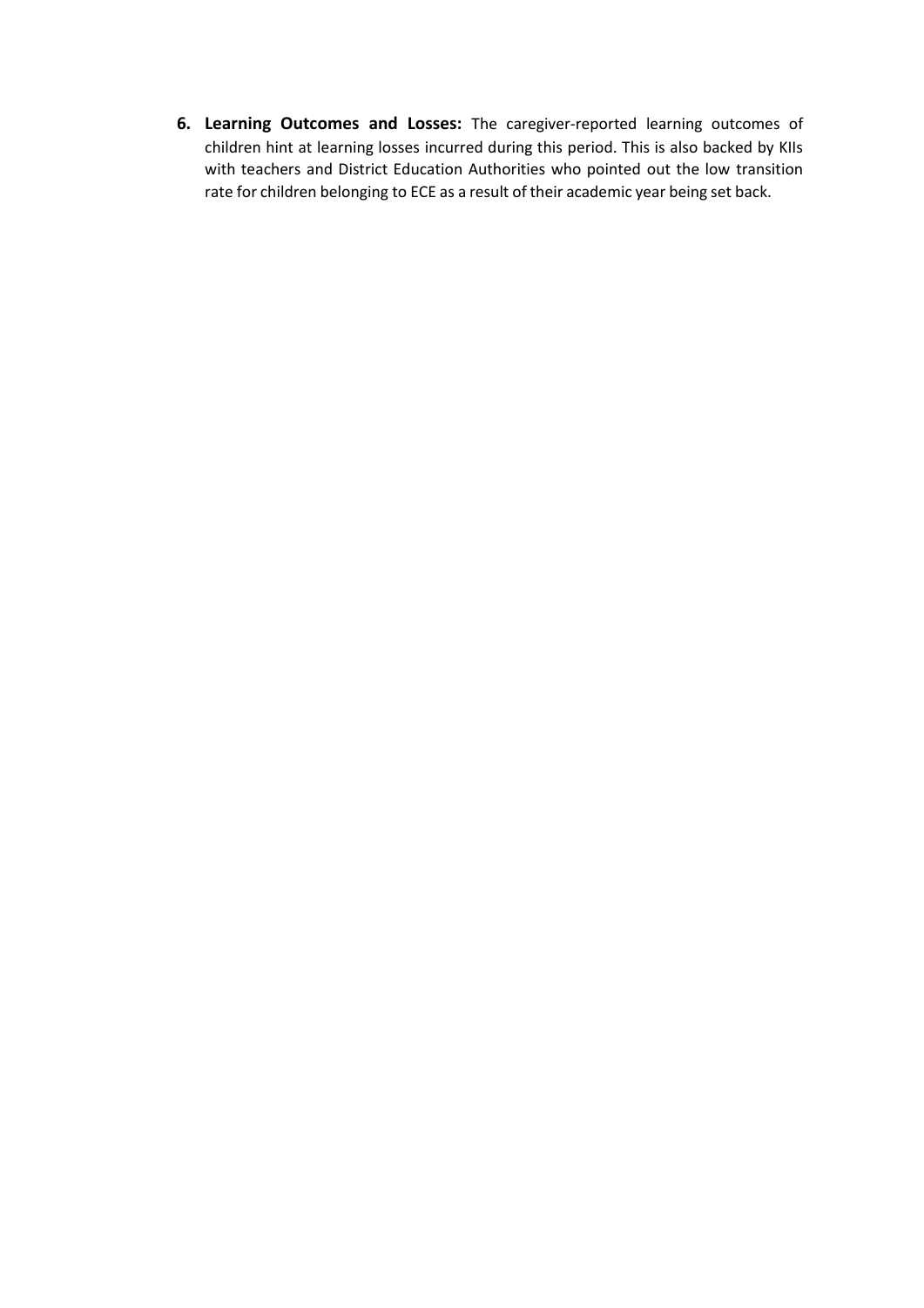6. **Learning Outcomes and Losses:** The caregiver-reported learning outcomes of children hint at learning losses incurred during this period. This is also backed by KIIs with teachers and District Education Authorities who pointed out the low transition rate for children belonging to ECE as a result of their academic year being set back.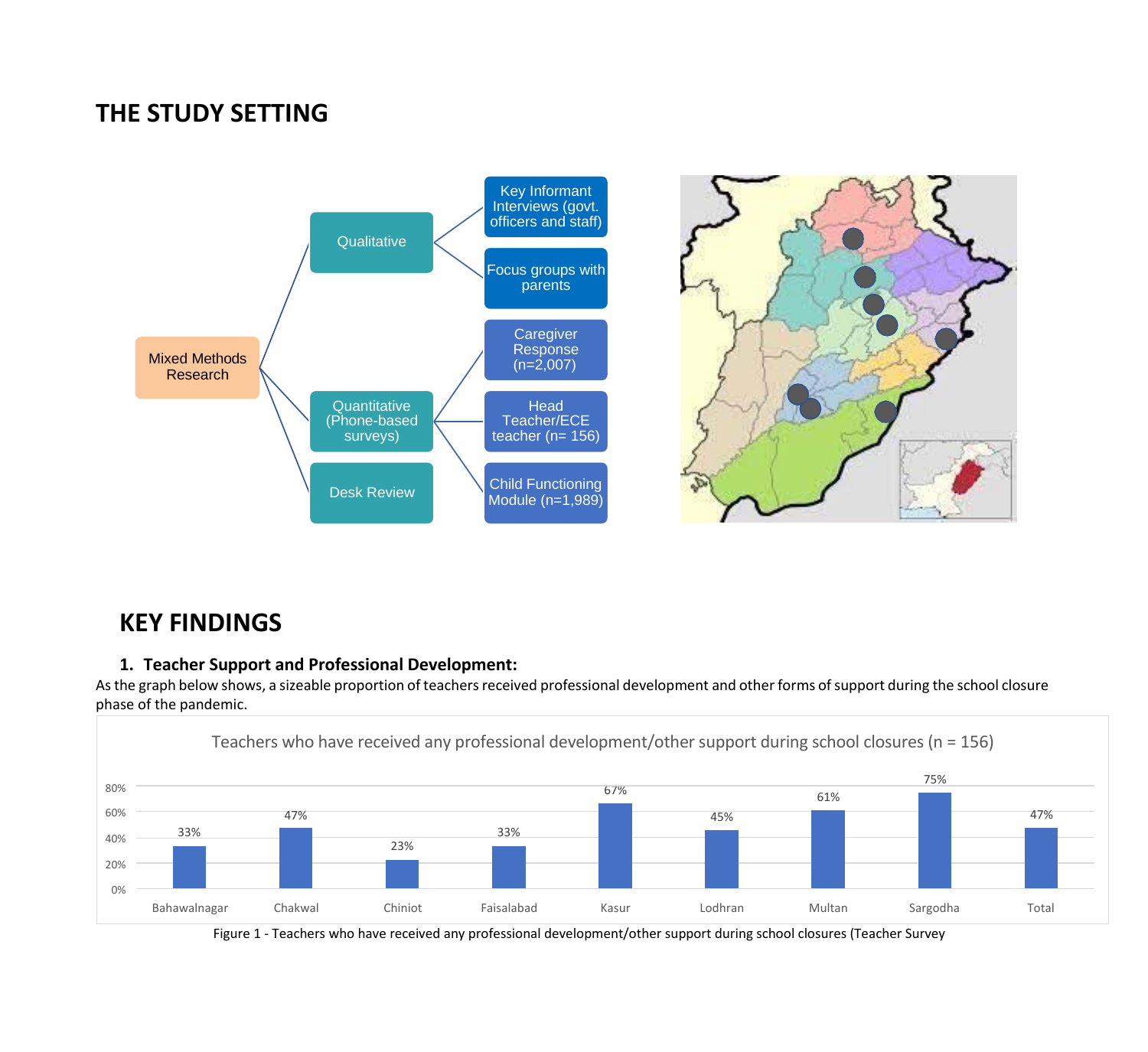# THE STUDY SETTING

- Mixed Methods Research
  - Qualitative
    - Key Informant Interviews (govt. officers and staff)
    - Focus groups with parents
  - Quantitative (Phone-based surveys)
    - Caregiver Response (n=2,007)
    - Head Teacher/ECE teacher (n= 156)
    - Child Functioning Module (n=1,989)
  - Desk Review

# KEY FINDINGS

## 1. Teacher Support and Professional Development:

As the graph below shows, a sizeable proportion of teachers received professional development and other forms of support during the school closure phase of the pandemic.

Teachers who have received any professional development/other support during school closures (n = 156)

| District | Percentage |
|---|---|
| Bahawalnagar | 33% |
| Chakwal | 47% |
| Chiniot | 23% |
| Faisalabad | 33% |
| Kasur | 67% |
| Lodhran | 45% |
| Multan | 61% |
| Sargodha | 75% |
| Total | 47% |

Figure 1 - Teachers who have received any professional development/other support during school closures (Teacher Survey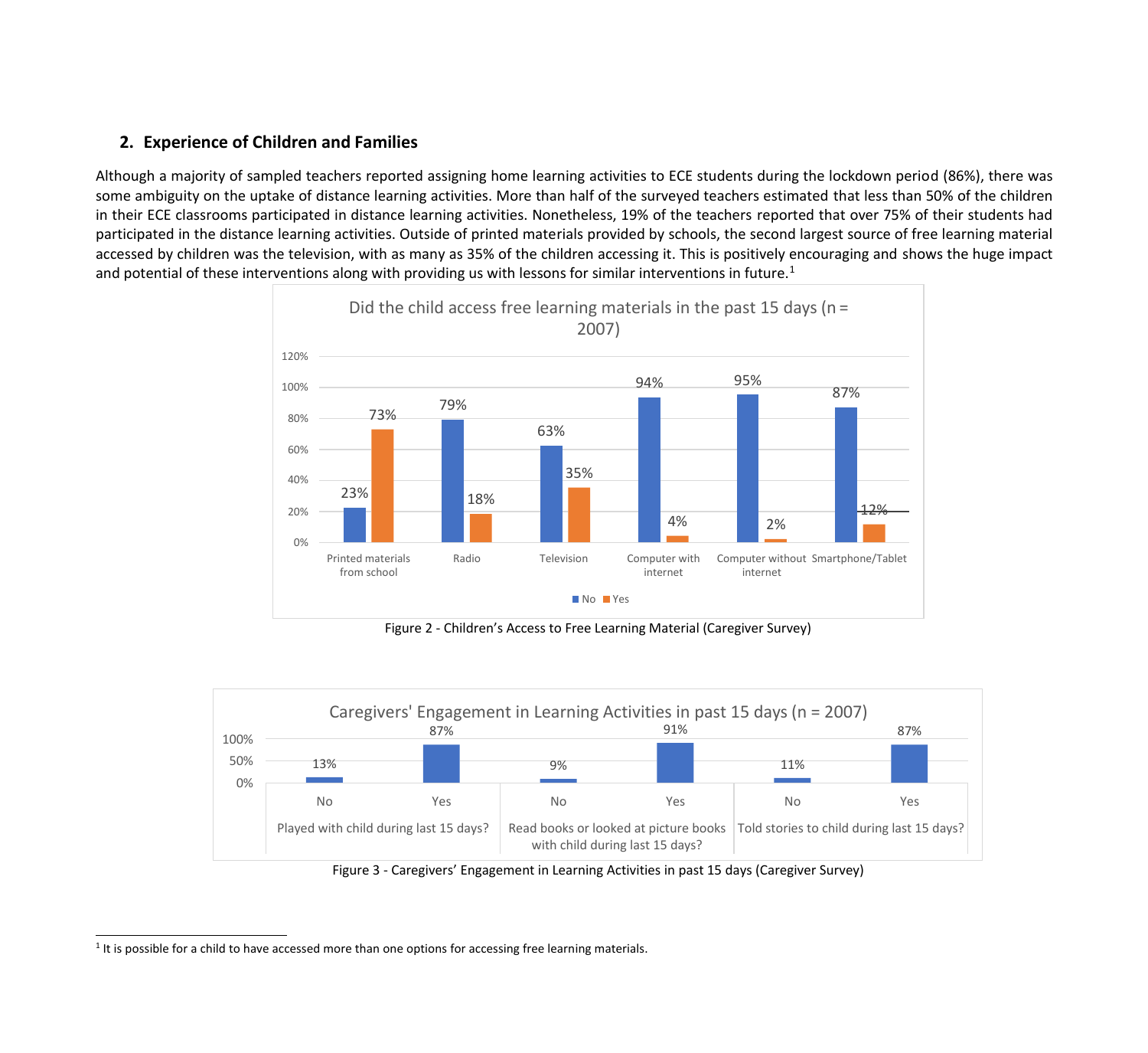## 2. Experience of Children and Families

Although a majority of sampled teachers reported assigning home learning activities to ECE students during the lockdown period (86%), there was some ambiguity on the uptake of distance learning activities. More than half of the surveyed teachers estimated that less than 50% of the children in their ECE classrooms participated in distance learning activities. Nonetheless, 19% of the teachers reported that over 75% of their students had participated in the distance learning activities. Outside of printed materials provided by schools, the second largest source of free learning material accessed by children was the television, with as many as 35% of the children accessing it. This is positively encouraging and shows the huge impact and potential of these interventions along with providing us with lessons for similar interventions in future.[1]

**Did the child access free learning materials in the past 15 days (n = 2007)**

| | Printed materials from school | Radio | Television | Computer with internet | Computer without internet | Smartphone/Tablet |
|---|---|---|---|---|---|---|
| No | 23% | 79% | 63% | 94% | 95% | 87% |
| Yes | 73% | 18% | 35% | 4% | 2% | 12% |

Figure 2 - Children's Access to Free Learning Material (Caregiver Survey)

**Caregivers' Engagement in Learning Activities in past 15 days (n = 2007)**

| | No | Yes |
|---|---|---|
| Played with child during last 15 days? | 13% | 87% |
| Read books or looked at picture books with child during last 15 days? | 9% | 91% |
| Told stories to child during last 15 days? | 11% | 87% |

Figure 3 - Caregivers' Engagement in Learning Activities in past 15 days (Caregiver Survey)

[1] It is possible for a child to have accessed more than one options for accessing free learning materials.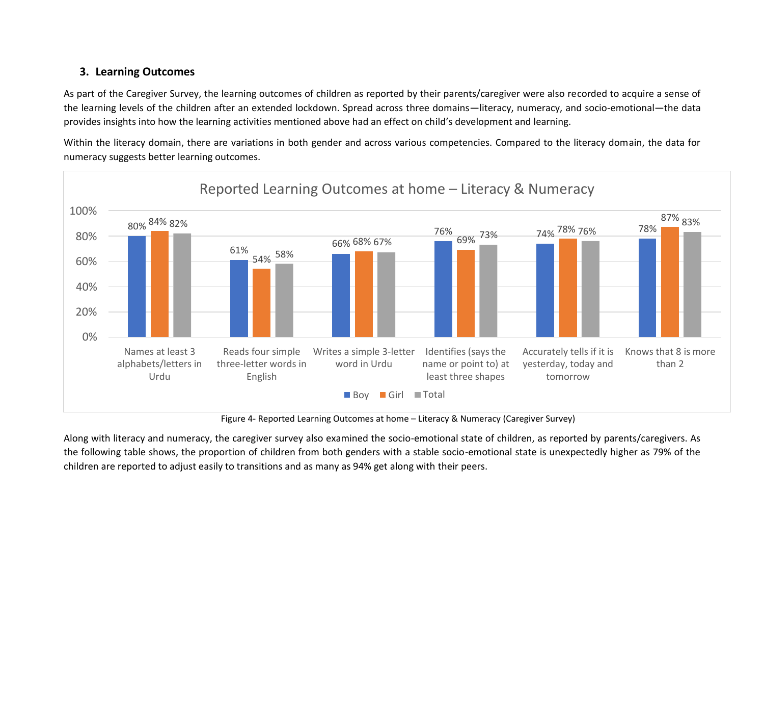### 3. Learning Outcomes

As part of the Caregiver Survey, the learning outcomes of children as reported by their parents/caregiver were also recorded to acquire a sense of the learning levels of the children after an extended lockdown. Spread across three domains—literacy, numeracy, and socio-emotional—the data provides insights into how the learning activities mentioned above had an effect on child's development and learning.

Within the literacy domain, there are variations in both gender and across various competencies. Compared to the literacy domain, the data for numeracy suggests better learning outcomes.

**Reported Learning Outcomes at home – Literacy & Numeracy**

| | Boy | Girl | Total |
|---|---|---|---|
| Names at least 3 alphabets/letters in Urdu | 80% | 84% | 82% |
| Reads four simple three-letter words in English | 61% | 54% | 58% |
| Writes a simple 3-letter word in Urdu | 66% | 68% | 67% |
| Identifies (says the name or point to) at least three shapes | 76% | 69% | 73% |
| Accurately tells if it is yesterday, today and tomorrow | 74% | 78% | 76% |
| Knows that 8 is more than 2 | 78% | 87% | 83% |

Figure 4- Reported Learning Outcomes at home – Literacy & Numeracy (Caregiver Survey)

Along with literacy and numeracy, the caregiver survey also examined the socio-emotional state of children, as reported by parents/caregivers. As the following table shows, the proportion of children from both genders with a stable socio-emotional state is unexpectedly higher as 79% of the children are reported to adjust easily to transitions and as many as 94% get along with their peers.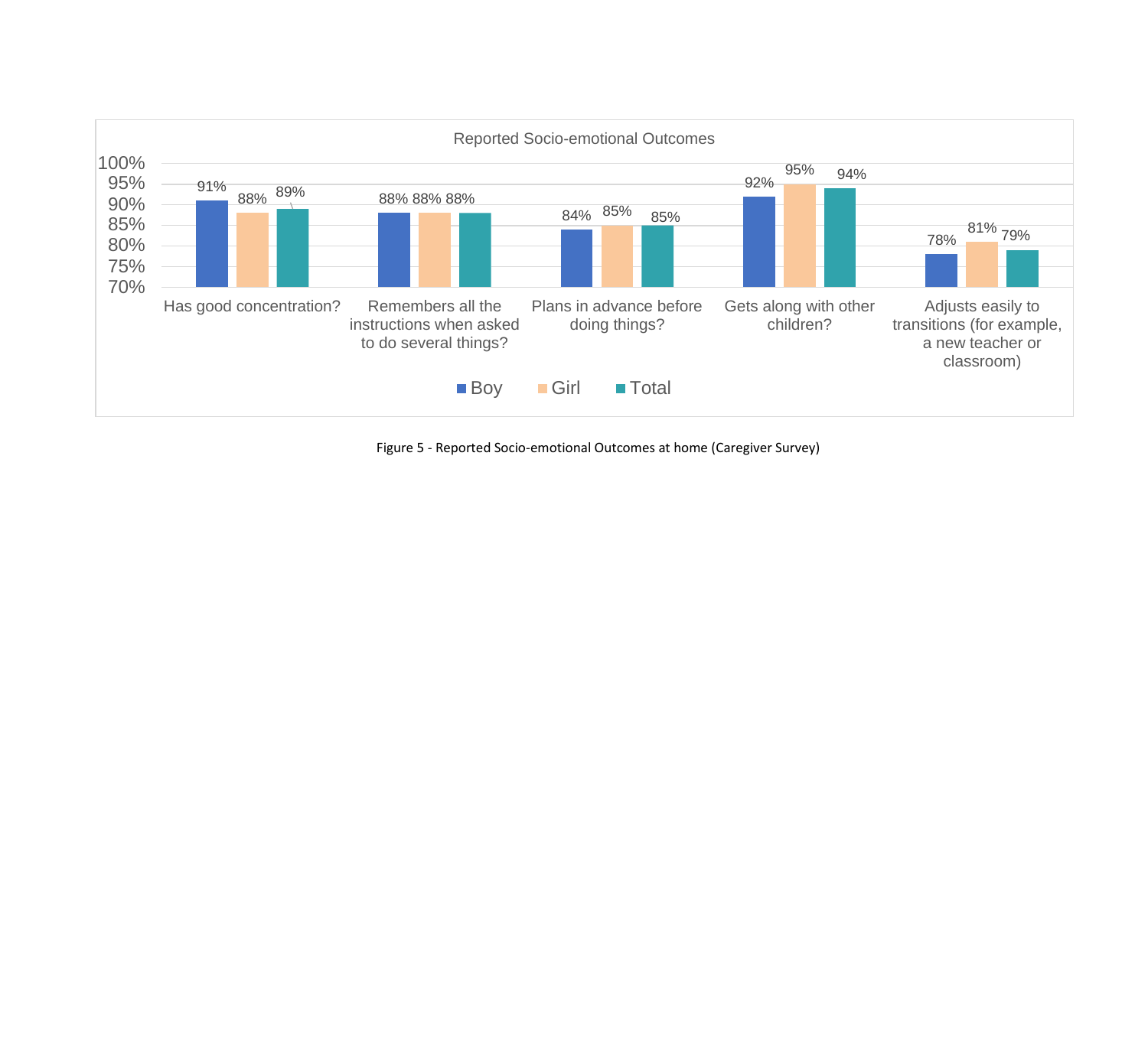**Reported Socio-emotional Outcomes**

| | Boy | Girl | Total |
|---|---|---|---|
| Has good concentration? | 91% | 88% | 89% |
| Remembers all the instructions when asked to do several things? | 88% | 88% | 88% |
| Plans in advance before doing things? | 84% | 85% | 85% |
| Gets along with other children? | 92% | 95% | 94% |
| Adjusts easily to transitions (for example, a new teacher or classroom) | 78% | 81% | 79% |

Figure 5 - Reported Socio-emotional Outcomes at home (Caregiver Survey)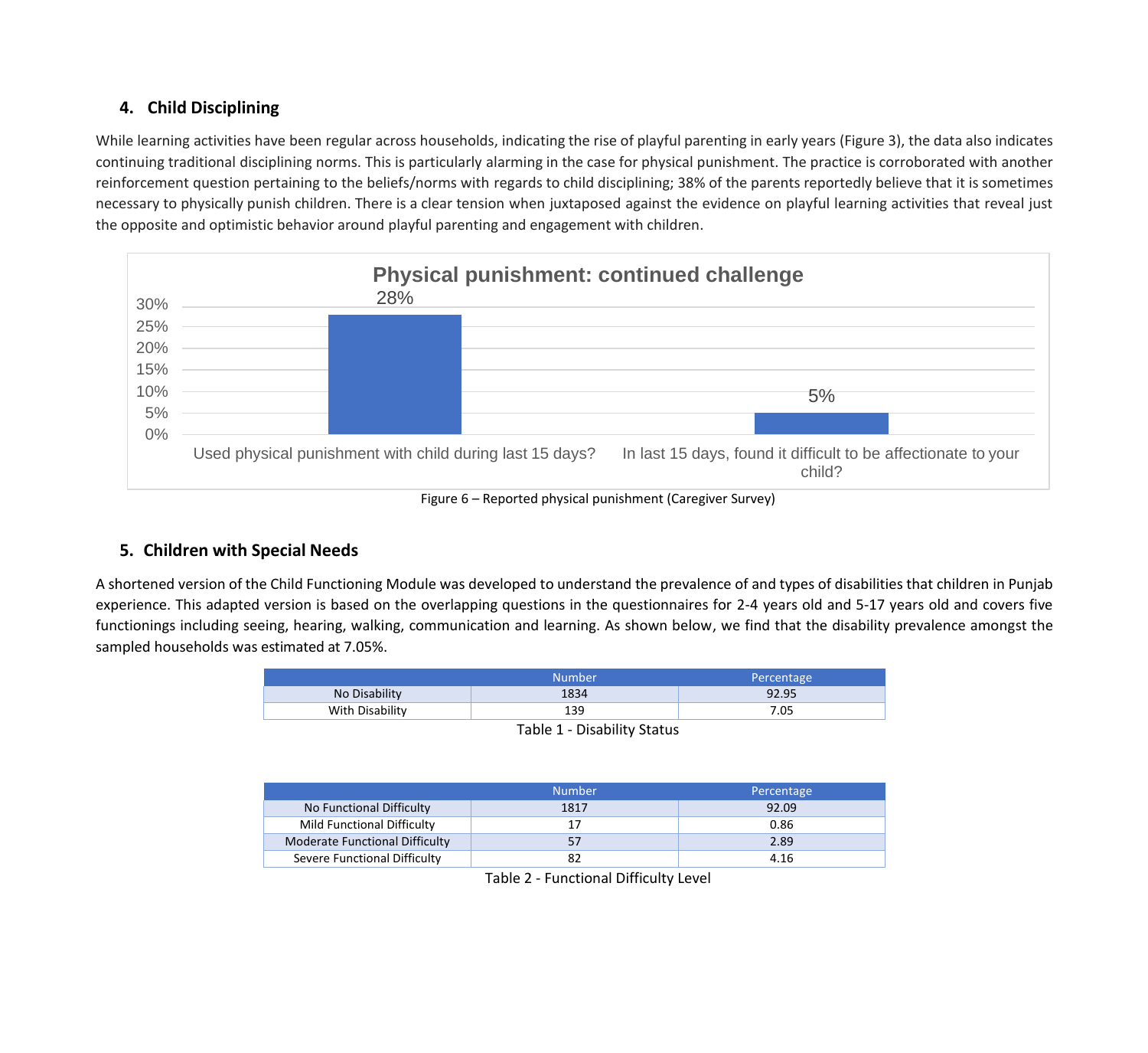## 4. Child Disciplining

While learning activities have been regular across households, indicating the rise of playful parenting in early years (Figure 3), the data also indicates continuing traditional disciplining norms. This is particularly alarming in the case for physical punishment. The practice is corroborated with another reinforcement question pertaining to the beliefs/norms with regards to child disciplining; 38% of the parents reportedly believe that it is sometimes necessary to physically punish children. There is a clear tension when juxtaposed against the evidence on playful learning activities that reveal just the opposite and optimistic behavior around playful parenting and engagement with children.

**Physical punishment: continued challenge**

| | Percentage |
|---|---|
| Used physical punishment with child during last 15 days? | 28% |
| In last 15 days, found it difficult to be affectionate to your child? | 5% |

Figure 6 – Reported physical punishment (Caregiver Survey)

## 5. Children with Special Needs

A shortened version of the Child Functioning Module was developed to understand the prevalence of and types of disabilities that children in Punjab experience. This adapted version is based on the overlapping questions in the questionnaires for 2-4 years old and 5-17 years old and covers five functionings including seeing, hearing, walking, communication and learning. As shown below, we find that the disability prevalence amongst the sampled households was estimated at 7.05%.

| | Number | Percentage |
|---|---|---|
| No Disability | 1834 | 92.95 |
| With Disability | 139 | 7.05 |

Table 1 - Disability Status

| | Number | Percentage |
|---|---|---|
| No Functional Difficulty | 1817 | 92.09 |
| Mild Functional Difficulty | 17 | 0.86 |
| Moderate Functional Difficulty | 57 | 2.89 |
| Severe Functional Difficulty | 82 | 4.16 |

Table 2 - Functional Difficulty Level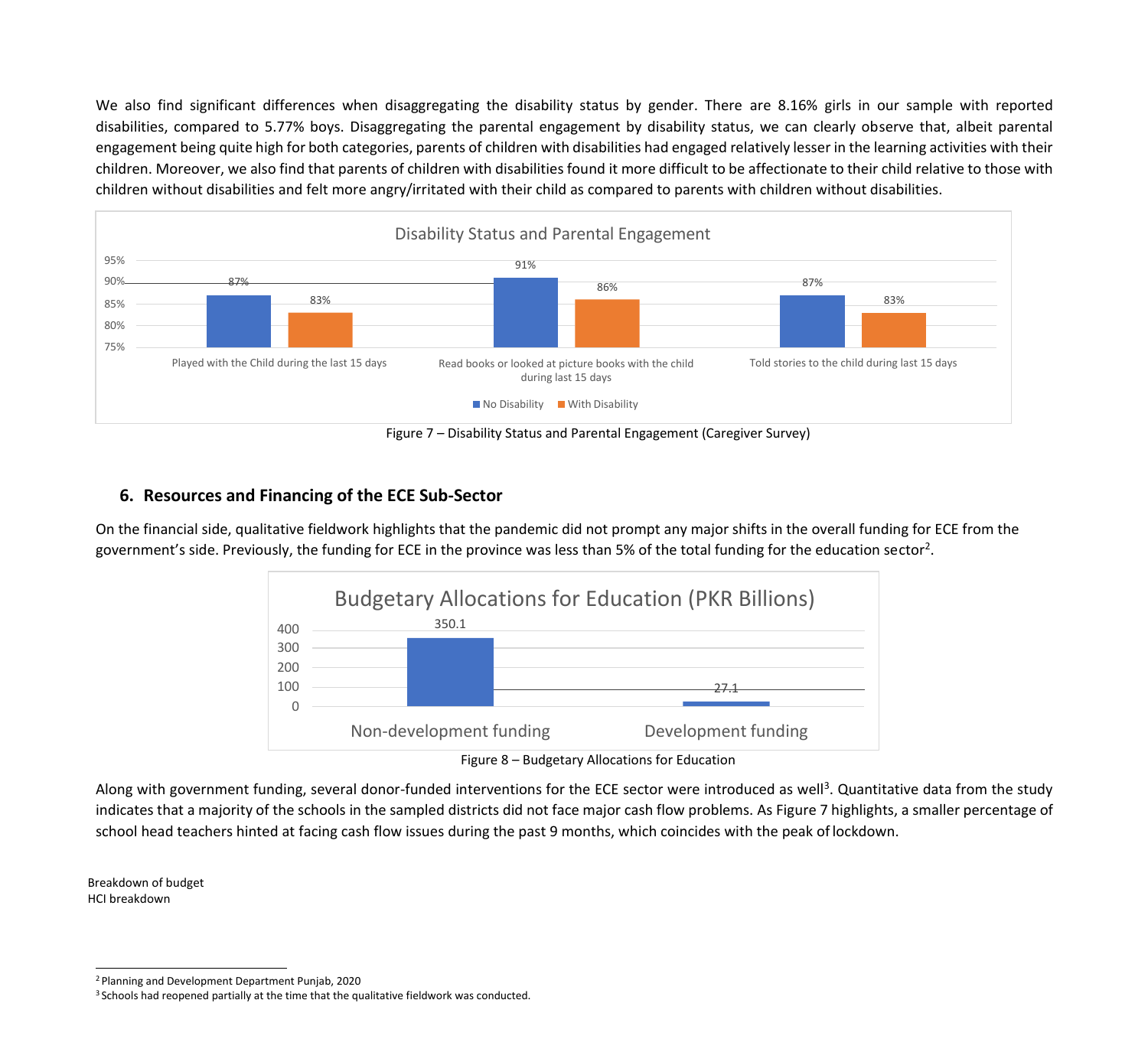We also find significant differences when disaggregating the disability status by gender. There are 8.16% girls in our sample with reported disabilities, compared to 5.77% boys. Disaggregating the parental engagement by disability status, we can clearly observe that, albeit parental engagement being quite high for both categories, parents of children with disabilities had engaged relatively lesser in the learning activities with their children. Moreover, we also find that parents of children with disabilities found it more difficult to be affectionate to their child relative to those with children without disabilities and felt more angry/irritated with their child as compared to parents with children without disabilities.

| Disability Status and Parental Engagement | No Disability | With Disability |
|---|---|---|
| Played with the Child during the last 15 days | 87% | 83% |
| Read books or looked at picture books with the child during last 15 days | 91% | 86% |
| Told stories to the child during last 15 days | 87% | 83% |

Figure 7 – Disability Status and Parental Engagement (Caregiver Survey)

## 6. Resources and Financing of the ECE Sub-Sector

On the financial side, qualitative fieldwork highlights that the pandemic did not prompt any major shifts in the overall funding for ECE from the government's side. Previously, the funding for ECE in the province was less than 5% of the total funding for the education sector[2].

| Budgetary Allocations for Education (PKR Billions) | |
|---|---|
| Non-development funding | 350.1 |
| Development funding | 27.1 |

Figure 8 – Budgetary Allocations for Education

Along with government funding, several donor-funded interventions for the ECE sector were introduced as well[3]. Quantitative data from the study indicates that a majority of the schools in the sampled districts did not face major cash flow problems. As Figure 7 highlights, a smaller percentage of school head teachers hinted at facing cash flow issues during the past 9 months, which coincides with the peak of lockdown.

Breakdown of budget
HCI breakdown

[2] Planning and Development Department Punjab, 2020

[3] Schools had reopened partially at the time that the qualitative fieldwork was conducted.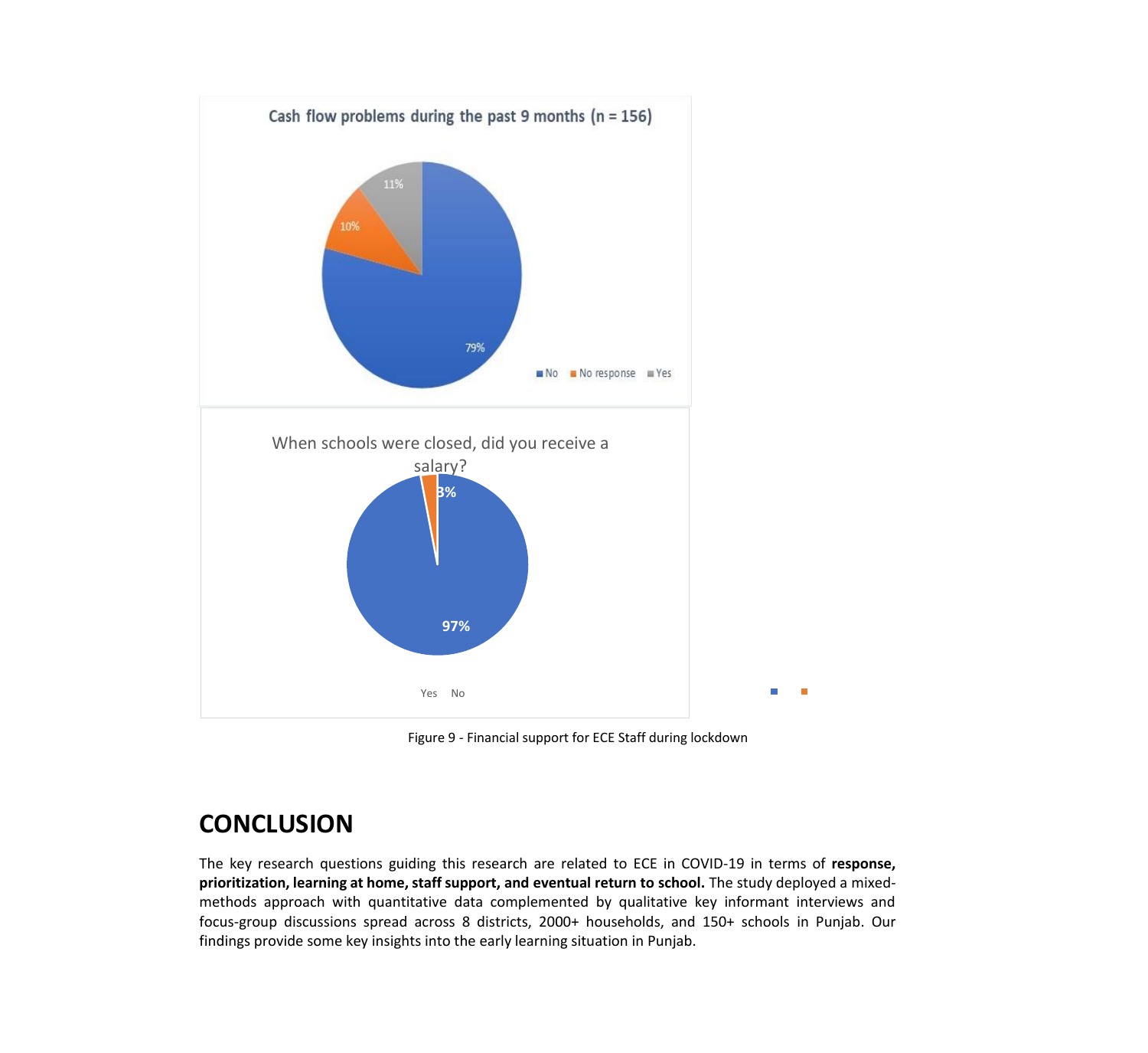Cash flow problems during the past 9 months (n = 156)

No: 79%
No response: 10%
Yes: 11%

When schools were closed, did you receive a salary?

Yes: 97%
No: 3%

Figure 9 - Financial support for ECE Staff during lockdown

## CONCLUSION

The key research questions guiding this research are related to ECE in COVID-19 in terms of **response, prioritization, learning at home, staff support, and eventual return to school.** The study deployed a mixed-methods approach with quantitative data complemented by qualitative key informant interviews and focus-group discussions spread across 8 districts, 2000+ households, and 150+ schools in Punjab. Our findings provide some key insights into the early learning situation in Punjab.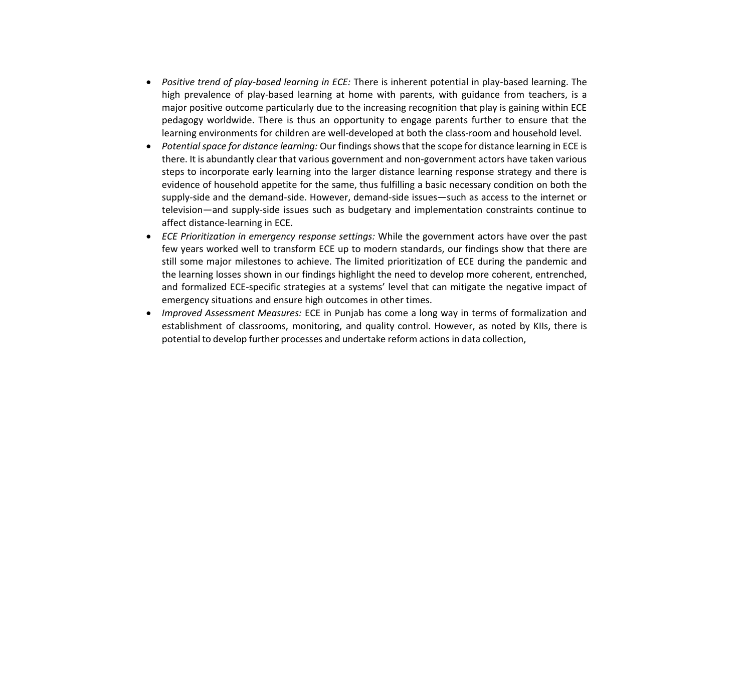- *Positive trend of play-based learning in ECE:* There is inherent potential in play-based learning. The high prevalence of play-based learning at home with parents, with guidance from teachers, is a major positive outcome particularly due to the increasing recognition that play is gaining within ECE pedagogy worldwide. There is thus an opportunity to engage parents further to ensure that the learning environments for children are well-developed at both the class-room and household level.
- *Potential space for distance learning:* Our findings shows that the scope for distance learning in ECE is there. It is abundantly clear that various government and non-government actors have taken various steps to incorporate early learning into the larger distance learning response strategy and there is evidence of household appetite for the same, thus fulfilling a basic necessary condition on both the supply-side and the demand-side. However, demand-side issues—such as access to the internet or television—and supply-side issues such as budgetary and implementation constraints continue to affect distance-learning in ECE.
- *ECE Prioritization in emergency response settings:* While the government actors have over the past few years worked well to transform ECE up to modern standards, our findings show that there are still some major milestones to achieve. The limited prioritization of ECE during the pandemic and the learning losses shown in our findings highlight the need to develop more coherent, entrenched, and formalized ECE-specific strategies at a systems' level that can mitigate the negative impact of emergency situations and ensure high outcomes in other times.
- *Improved Assessment Measures:* ECE in Punjab has come a long way in terms of formalization and establishment of classrooms, monitoring, and quality control. However, as noted by KIIs, there is potential to develop further processes and undertake reform actions in data collection,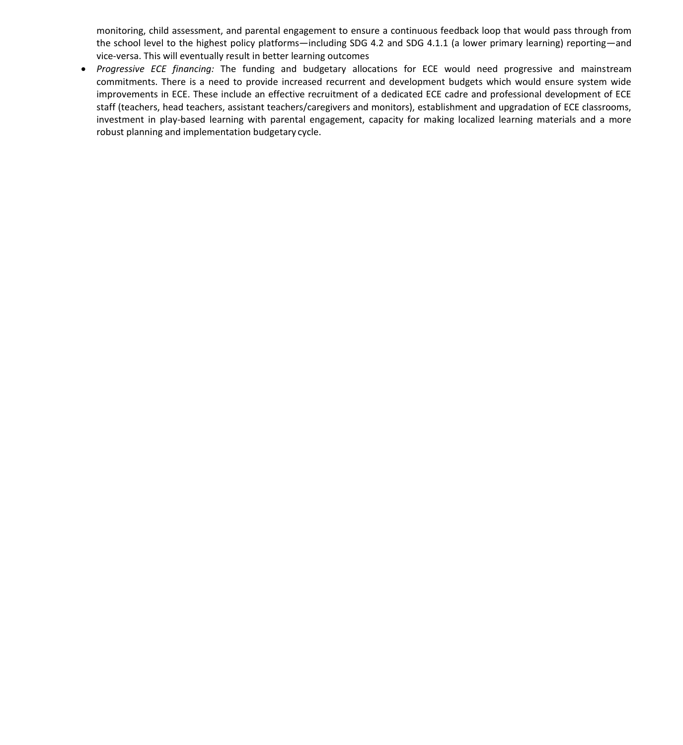monitoring, child assessment, and parental engagement to ensure a continuous feedback loop that would pass through from the school level to the highest policy platforms—including SDG 4.2 and SDG 4.1.1 (a lower primary learning) reporting—and vice-versa. This will eventually result in better learning outcomes

- *Progressive ECE financing:* The funding and budgetary allocations for ECE would need progressive and mainstream commitments. There is a need to provide increased recurrent and development budgets which would ensure system wide improvements in ECE. These include an effective recruitment of a dedicated ECE cadre and professional development of ECE staff (teachers, head teachers, assistant teachers/caregivers and monitors), establishment and upgradation of ECE classrooms, investment in play-based learning with parental engagement, capacity for making localized learning materials and a more robust planning and implementation budgetary cycle.